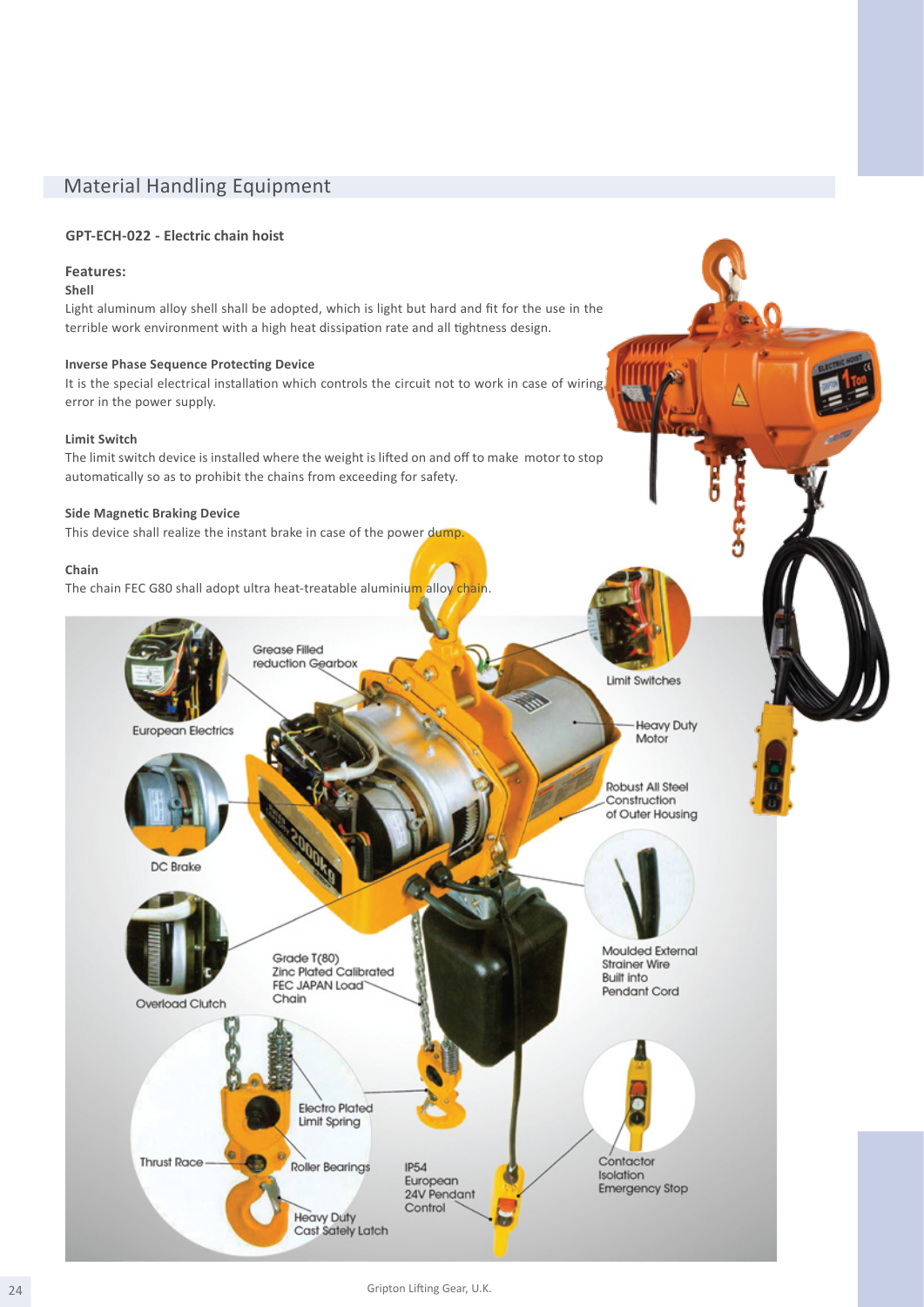## Material Handling Equipment

### GPT-ECH-022 - Electric chain hoist

**Features:**

**Shell**

Light aluminum alloy shell shall be adopted, which is light but hard and fit for the use in the terrible work environment with a high heat dissipation rate and all tightness design.

**Inverse Phase Sequence Protecting Device**

It is the special electrical installation which controls the circuit not to work in case of wiring error in the power supply.

**Limit Switch**

The limit switch device is installed where the weight is lifted on and off to make motor to stop automatically so as to prohibit the chains from exceeding for safety.

**Side Magnetic Braking Device**

This device shall realize the instant brake in case of the power dump.

**Chain**

The chain FEC G80 shall adopt ultra heat-treatable aluminium alloy chain.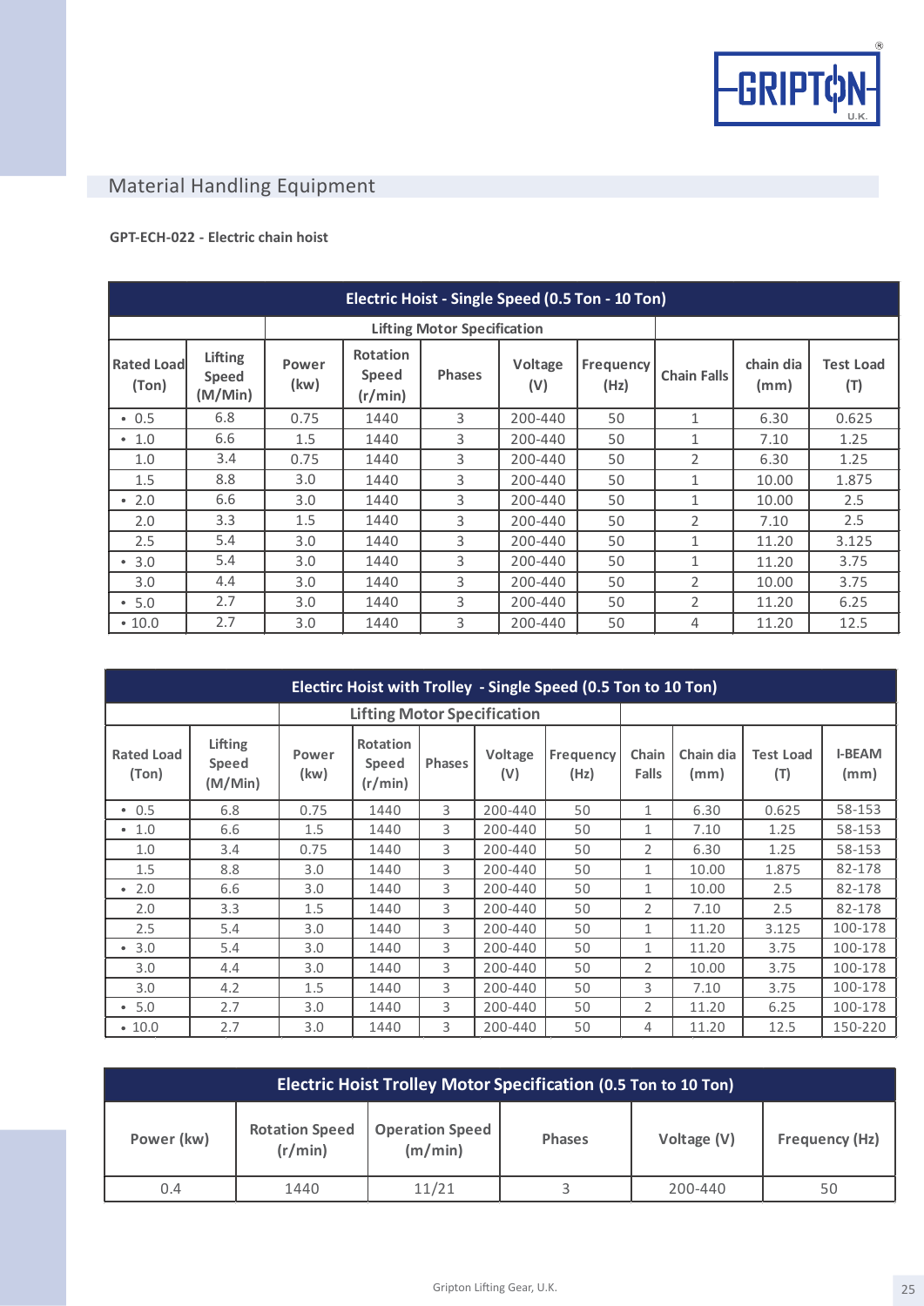## Material Handling Equipment

**GPT-ECH-022 - Electric chain hoist**

| Electric Hoist - Single Speed (0.5 Ton - 10 Ton) | | | | | | | | | |
|---|---|---|---|---|---|---|---|---|---|
| | | Lifting Motor Specification | | | | | | | |
| Rated Load (Ton) | Lifting Speed (M/Min) | Power (kw) | Rotation Speed (r/min) | Phases | Voltage (V) | Frequency (Hz) | Chain Falls | chain dia (mm) | Test Load (T) |
| • 0.5 | 6.8 | 0.75 | 1440 | 3 | 200-440 | 50 | 1 | 6.30 | 0.625 |
| • 1.0 | 6.6 | 1.5 | 1440 | 3 | 200-440 | 50 | 1 | 7.10 | 1.25 |
| 1.0 | 3.4 | 0.75 | 1440 | 3 | 200-440 | 50 | 2 | 6.30 | 1.25 |
| 1.5 | 8.8 | 3.0 | 1440 | 3 | 200-440 | 50 | 1 | 10.00 | 1.875 |
| • 2.0 | 6.6 | 3.0 | 1440 | 3 | 200-440 | 50 | 1 | 10.00 | 2.5 |
| 2.0 | 3.3 | 1.5 | 1440 | 3 | 200-440 | 50 | 2 | 7.10 | 2.5 |
| 2.5 | 5.4 | 3.0 | 1440 | 3 | 200-440 | 50 | 1 | 11.20 | 3.125 |
| • 3.0 | 5.4 | 3.0 | 1440 | 3 | 200-440 | 50 | 1 | 11.20 | 3.75 |
| 3.0 | 4.4 | 3.0 | 1440 | 3 | 200-440 | 50 | 2 | 10.00 | 3.75 |
| • 5.0 | 2.7 | 3.0 | 1440 | 3 | 200-440 | 50 | 2 | 11.20 | 6.25 |
| • 10.0 | 2.7 | 3.0 | 1440 | 3 | 200-440 | 50 | 4 | 11.20 | 12.5 |

| Electirc Hoist with Trolley - Single Speed (0.5 Ton to 10 Ton) | | | | | | | | | | |
|---|---|---|---|---|---|---|---|---|---|---|
| | | Lifting Motor Specification | | | | | | | | |
| Rated Load (Ton) | Lifting Speed (M/Min) | Power (kw) | Rotation Speed (r/min) | Phases | Voltage (V) | Frequency (Hz) | Chain Falls | Chain dia (mm) | Test Load (T) | I-BEAM (mm) |
| • 0.5 | 6.8 | 0.75 | 1440 | 3 | 200-440 | 50 | 1 | 6.30 | 0.625 | 58-153 |
| • 1.0 | 6.6 | 1.5 | 1440 | 3 | 200-440 | 50 | 1 | 7.10 | 1.25 | 58-153 |
| 1.0 | 3.4 | 0.75 | 1440 | 3 | 200-440 | 50 | 2 | 6.30 | 1.25 | 58-153 |
| 1.5 | 8.8 | 3.0 | 1440 | 3 | 200-440 | 50 | 1 | 10.00 | 1.875 | 82-178 |
| • 2.0 | 6.6 | 3.0 | 1440 | 3 | 200-440 | 50 | 1 | 10.00 | 2.5 | 82-178 |
| 2.0 | 3.3 | 1.5 | 1440 | 3 | 200-440 | 50 | 2 | 7.10 | 2.5 | 82-178 |
| 2.5 | 5.4 | 3.0 | 1440 | 3 | 200-440 | 50 | 1 | 11.20 | 3.125 | 100-178 |
| • 3.0 | 5.4 | 3.0 | 1440 | 3 | 200-440 | 50 | 1 | 11.20 | 3.75 | 100-178 |
| 3.0 | 4.4 | 3.0 | 1440 | 3 | 200-440 | 50 | 2 | 10.00 | 3.75 | 100-178 |
| 3.0 | 4.2 | 1.5 | 1440 | 3 | 200-440 | 50 | 3 | 7.10 | 3.75 | 100-178 |
| • 5.0 | 2.7 | 3.0 | 1440 | 3 | 200-440 | 50 | 2 | 11.20 | 6.25 | 100-178 |
| • 10.0 | 2.7 | 3.0 | 1440 | 3 | 200-440 | 50 | 4 | 11.20 | 12.5 | 150-220 |

| Electric Hoist Trolley Motor Specification (0.5 Ton to 10 Ton) | | | | | |
|---|---|---|---|---|---|
| Power (kw) | Rotation Speed (r/min) | Operation Speed (m/min) | Phases | Voltage (V) | Frequency (Hz) |
| 0.4 | 1440 | 11/21 | 3 | 200-440 | 50 |